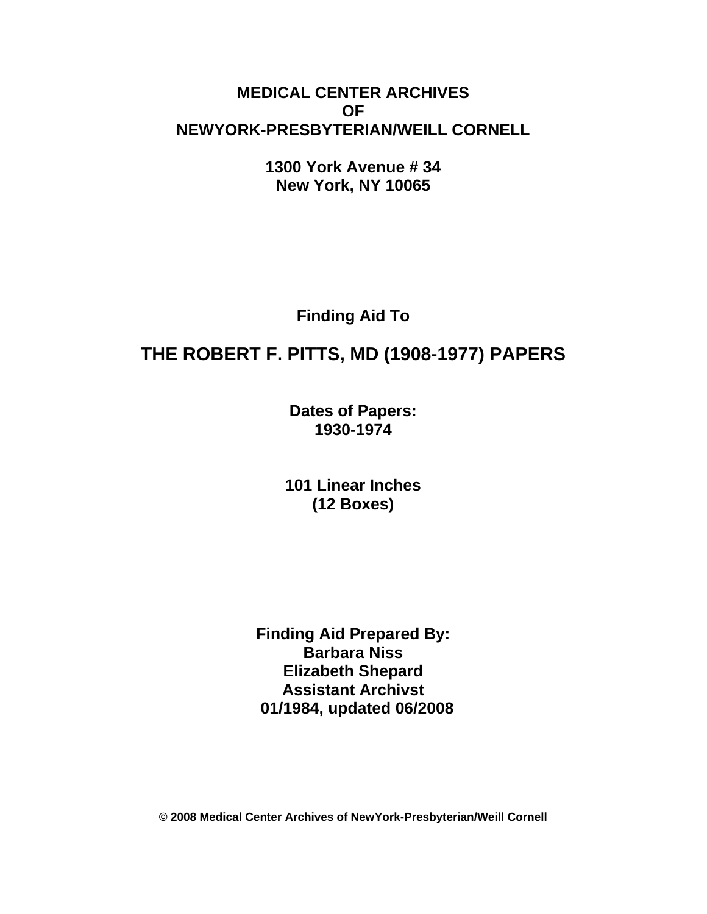**MEDICAL CENTER ARCHIVES**
**OF**
**NEWYORK-PRESBYTERIAN/WEILL CORNELL**

**1300 York Avenue # 34**
**New York, NY 10065**

**Finding Aid To**

# THE ROBERT F. PITTS, MD (1908-1977) PAPERS

**Dates of Papers:**
**1930-1974**

**101 Linear Inches**
**(12 Boxes)**

**Finding Aid Prepared By:**
**Barbara Niss**
**Elizabeth Shepard**
**Assistant Archivst**
**01/1984, updated 06/2008**

**© 2008 Medical Center Archives of NewYork-Presbyterian/Weill Cornell**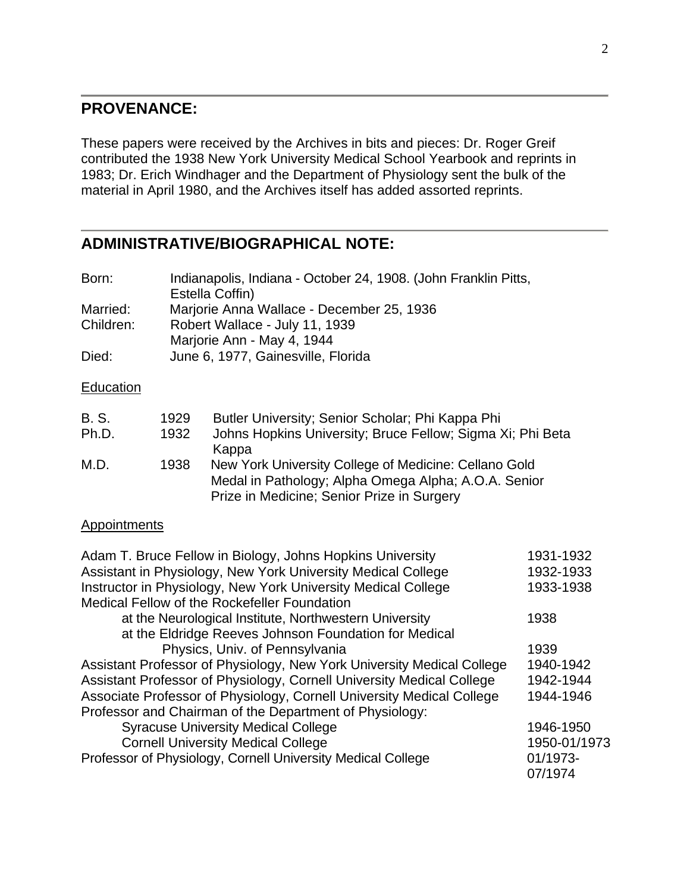## PROVENANCE:

These papers were received by the Archives in bits and pieces: Dr. Roger Greif contributed the 1938 New York University Medical School Yearbook and reprints in 1983; Dr. Erich Windhager and the Department of Physiology sent the bulk of the material in April 1980, and the Archives itself has added assorted reprints.

## ADMINISTRATIVE/BIOGRAPHICAL NOTE:

| | |
|---|---|
| Born: | Indianapolis, Indiana - October 24, 1908. (John Franklin Pitts, Estella Coffin) |
| Married: | Marjorie Anna Wallace - December 25, 1936 |
| Children: | Robert Wallace - July 11, 1939<br>Marjorie Ann - May 4, 1944 |
| Died: | June 6, 1977, Gainesville, Florida |

Education

| | | |
|---|---|---|
| B. S. | 1929 | Butler University; Senior Scholar; Phi Kappa Phi |
| Ph.D. | 1932 | Johns Hopkins University; Bruce Fellow; Sigma Xi; Phi Beta Kappa |
| M.D. | 1938 | New York University College of Medicine: Cellano Gold Medal in Pathology; Alpha Omega Alpha; A.O.A. Senior Prize in Medicine; Senior Prize in Surgery |

Appointments

| | |
|---|---|
| Adam T. Bruce Fellow in Biology, Johns Hopkins University | 1931-1932 |
| Assistant in Physiology, New York University Medical College | 1932-1933 |
| Instructor in Physiology, New York University Medical College | 1933-1938 |
| Medical Fellow of the Rockefeller Foundation | |
| at the Neurological Institute, Northwestern University | 1938 |
| at the Eldridge Reeves Johnson Foundation for Medical Physics, Univ. of Pennsylvania | 1939 |
| Assistant Professor of Physiology, New York University Medical College | 1940-1942 |
| Assistant Professor of Physiology, Cornell University Medical College | 1942-1944 |
| Associate Professor of Physiology, Cornell University Medical College | 1944-1946 |
| Professor and Chairman of the Department of Physiology: | |
| Syracuse University Medical College | 1946-1950 |
| Cornell University Medical College | 1950-01/1973 |
| Professor of Physiology, Cornell University Medical College | 01/1973-07/1974 |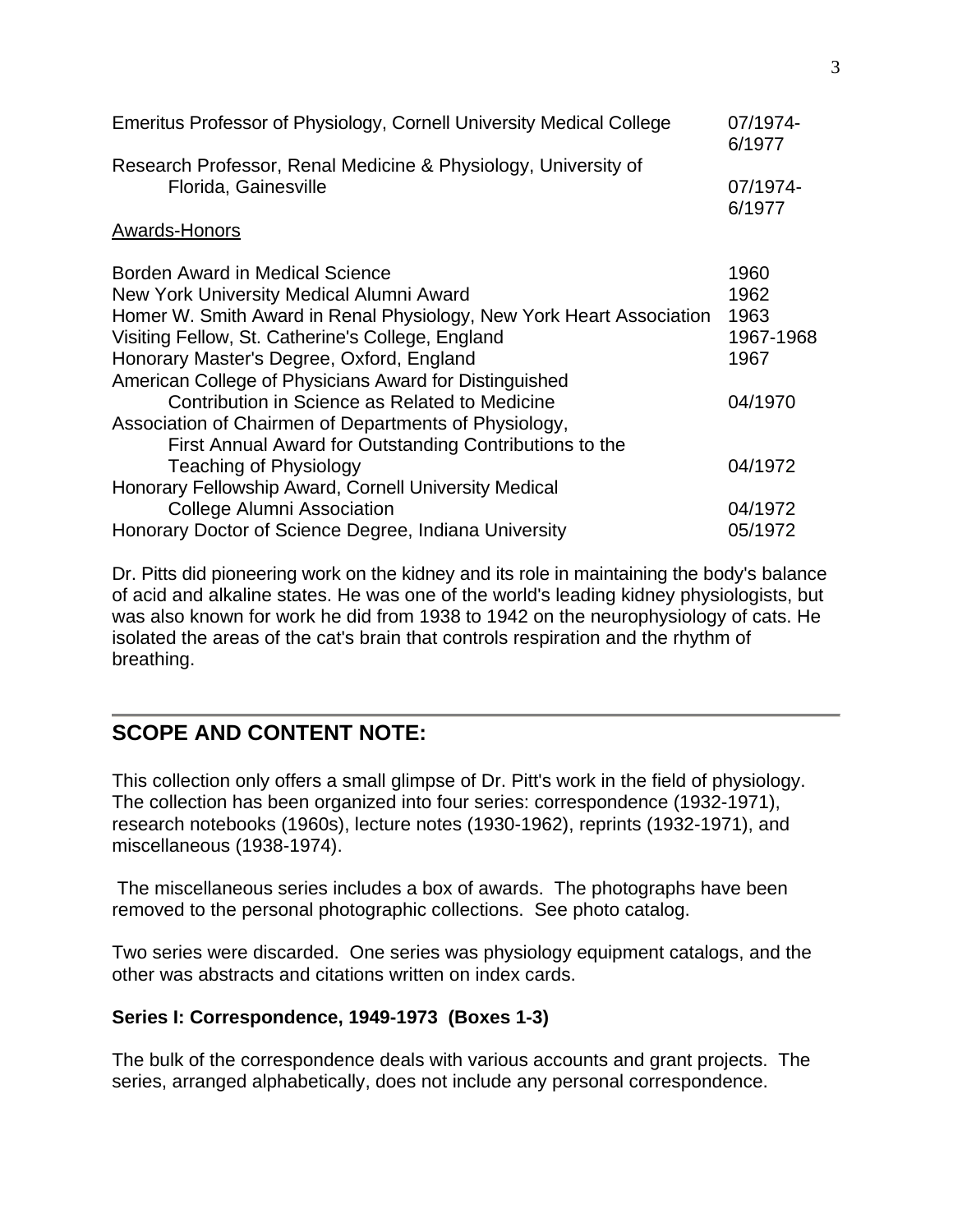| | |
|---|---|
| Emeritus Professor of Physiology, Cornell University Medical College | 07/1974-6/1977 |
| Research Professor, Renal Medicine & Physiology, University of Florida, Gainesville | 07/1974-6/1977 |

Awards-Honors

| | |
|---|---|
| Borden Award in Medical Science | 1960 |
| New York University Medical Alumni Award | 1962 |
| Homer W. Smith Award in Renal Physiology, New York Heart Association | 1963 |
| Visiting Fellow, St. Catherine's College, England | 1967-1968 |
| Honorary Master's Degree, Oxford, England | 1967 |
| American College of Physicians Award for Distinguished Contribution in Science as Related to Medicine | 04/1970 |
| Association of Chairmen of Departments of Physiology, First Annual Award for Outstanding Contributions to the Teaching of Physiology | 04/1972 |
| Honorary Fellowship Award, Cornell University Medical College Alumni Association | 04/1972 |
| Honorary Doctor of Science Degree, Indiana University | 05/1972 |

Dr. Pitts did pioneering work on the kidney and its role in maintaining the body's balance of acid and alkaline states. He was one of the world's leading kidney physiologists, but was also known for work he did from 1938 to 1942 on the neurophysiology of cats. He isolated the areas of the cat's brain that controls respiration and the rhythm of breathing.

## SCOPE AND CONTENT NOTE:

This collection only offers a small glimpse of Dr. Pitt's work in the field of physiology. The collection has been organized into four series: correspondence (1932-1971), research notebooks (1960s), lecture notes (1930-1962), reprints (1932-1971), and miscellaneous (1938-1974).

The miscellaneous series includes a box of awards. The photographs have been removed to the personal photographic collections. See photo catalog.

Two series were discarded. One series was physiology equipment catalogs, and the other was abstracts and citations written on index cards.

**Series I: Correspondence, 1949-1973 (Boxes 1-3)**

The bulk of the correspondence deals with various accounts and grant projects. The series, arranged alphabetically, does not include any personal correspondence.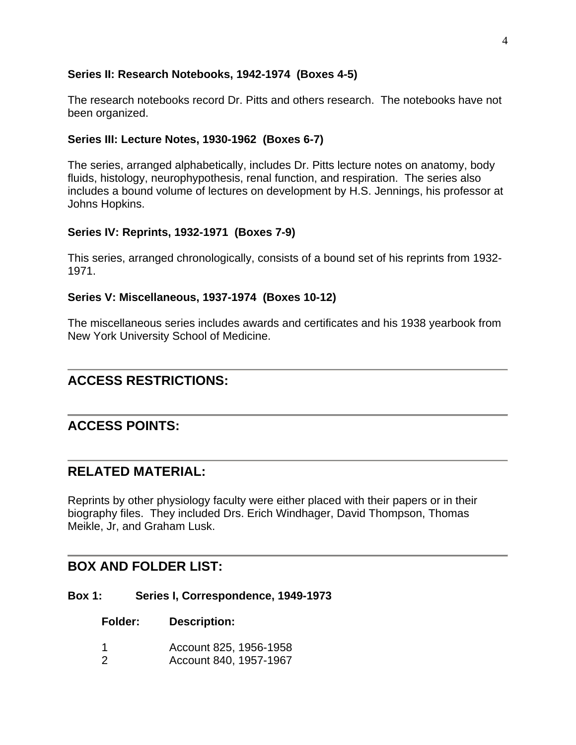**Series II: Research Notebooks, 1942-1974 (Boxes 4-5)**

The research notebooks record Dr. Pitts and others research. The notebooks have not been organized.

**Series III: Lecture Notes, 1930-1962 (Boxes 6-7)**

The series, arranged alphabetically, includes Dr. Pitts lecture notes on anatomy, body fluids, histology, neurophypothesis, renal function, and respiration. The series also includes a bound volume of lectures on development by H.S. Jennings, his professor at Johns Hopkins.

**Series IV: Reprints, 1932-1971 (Boxes 7-9)**

This series, arranged chronologically, consists of a bound set of his reprints from 1932-1971.

**Series V: Miscellaneous, 1937-1974 (Boxes 10-12)**

The miscellaneous series includes awards and certificates and his 1938 yearbook from New York University School of Medicine.

## ACCESS RESTRICTIONS:

## ACCESS POINTS:

## RELATED MATERIAL:

Reprints by other physiology faculty were either placed with their papers or in their biography files. They included Drs. Erich Windhager, David Thompson, Thomas Meikle, Jr, and Graham Lusk.

## BOX AND FOLDER LIST:

**Box 1: Series I, Correspondence, 1949-1973**

| Folder: | Description: |
| --- | --- |
| 1 | Account 825, 1956-1958 |
| 2 | Account 840, 1957-1967 |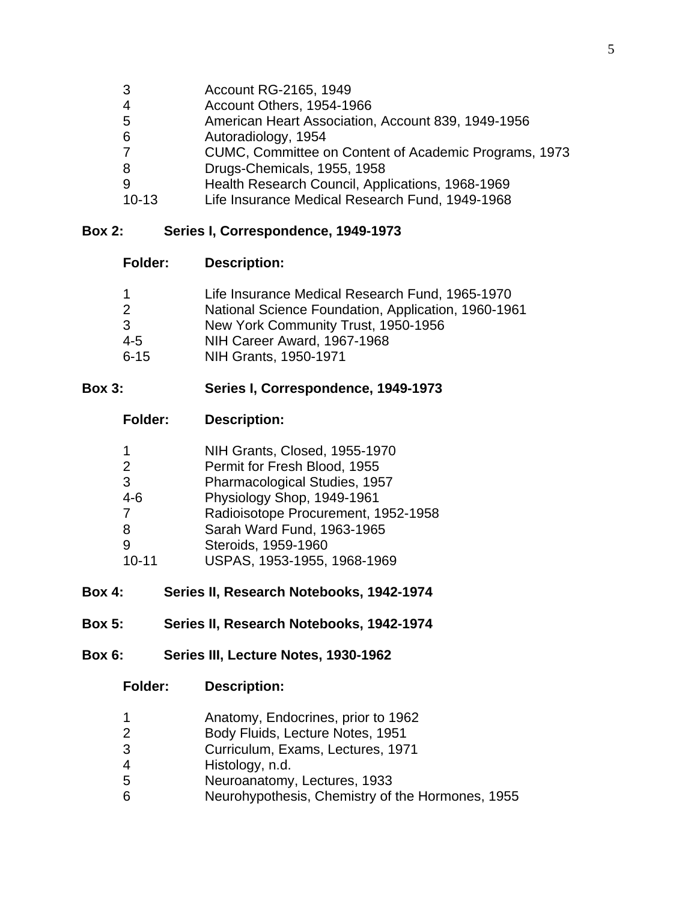| Folder | Description |
|---|---|
| 3 | Account RG-2165, 1949 |
| 4 | Account Others, 1954-1966 |
| 5 | American Heart Association, Account 839, 1949-1956 |
| 6 | Autoradiology, 1954 |
| 7 | CUMC, Committee on Content of Academic Programs, 1973 |
| 8 | Drugs-Chemicals, 1955, 1958 |
| 9 | Health Research Council, Applications, 1968-1969 |
| 10-13 | Life Insurance Medical Research Fund, 1949-1968 |

**Box 2: Series I, Correspondence, 1949-1973**

| Folder: | Description: |
|---|---|
| 1 | Life Insurance Medical Research Fund, 1965-1970 |
| 2 | National Science Foundation, Application, 1960-1961 |
| 3 | New York Community Trust, 1950-1956 |
| 4-5 | NIH Career Award, 1967-1968 |
| 6-15 | NIH Grants, 1950-1971 |

**Box 3: Series I, Correspondence, 1949-1973**

| Folder: | Description: |
|---|---|
| 1 | NIH Grants, Closed, 1955-1970 |
| 2 | Permit for Fresh Blood, 1955 |
| 3 | Pharmacological Studies, 1957 |
| 4-6 | Physiology Shop, 1949-1961 |
| 7 | Radioisotope Procurement, 1952-1958 |
| 8 | Sarah Ward Fund, 1963-1965 |
| 9 | Steroids, 1959-1960 |
| 10-11 | USPAS, 1953-1955, 1968-1969 |

**Box 4: Series II, Research Notebooks, 1942-1974**

**Box 5: Series II, Research Notebooks, 1942-1974**

**Box 6: Series III, Lecture Notes, 1930-1962**

| Folder: | Description: |
|---|---|
| 1 | Anatomy, Endocrines, prior to 1962 |
| 2 | Body Fluids, Lecture Notes, 1951 |
| 3 | Curriculum, Exams, Lectures, 1971 |
| 4 | Histology, n.d. |
| 5 | Neuroanatomy, Lectures, 1933 |
| 6 | Neurohypothesis, Chemistry of the Hormones, 1955 |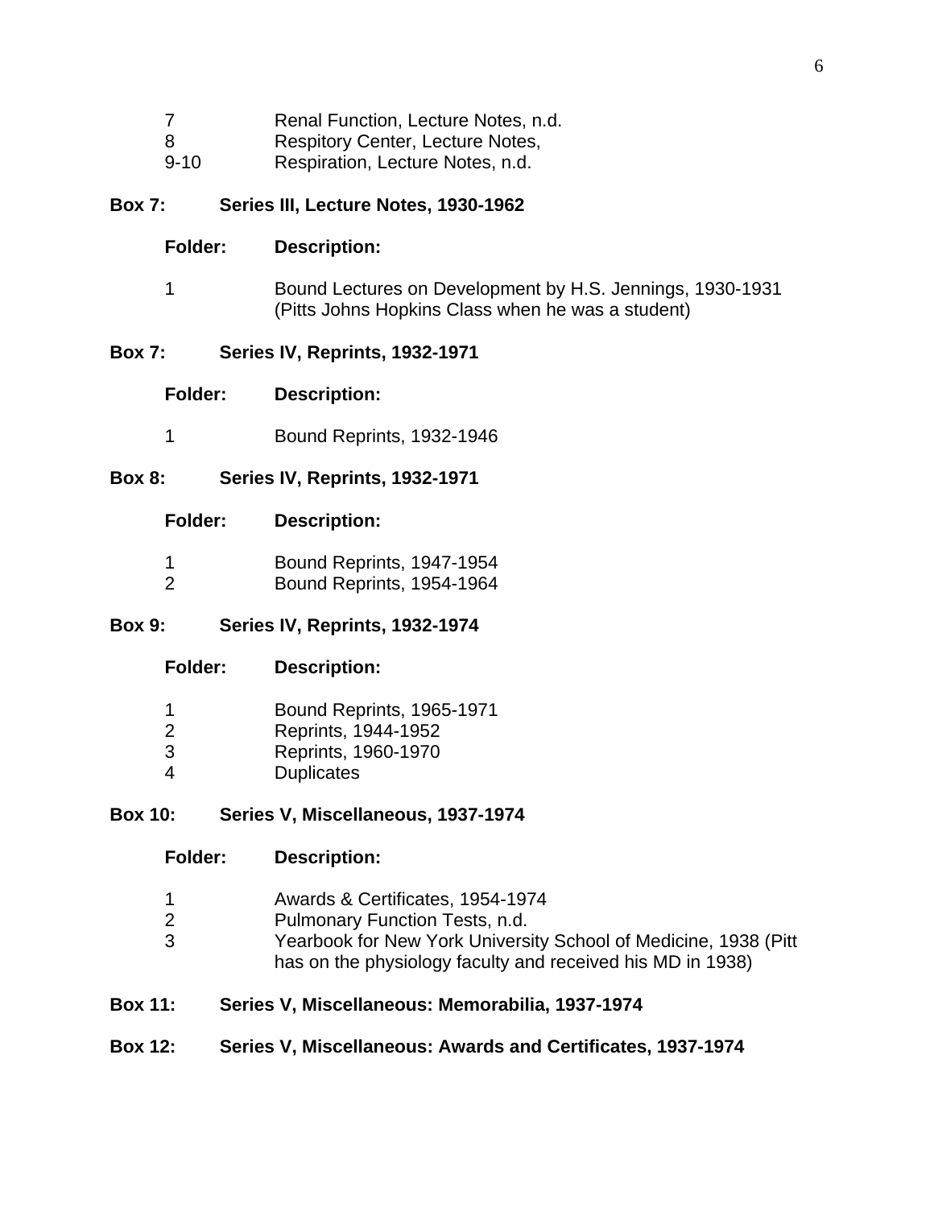| | |
|---|---|
| 7 | Renal Function, Lecture Notes, n.d. |
| 8 | Respitory Center, Lecture Notes, |
| 9-10 | Respiration, Lecture Notes, n.d. |

**Box 7: Series III, Lecture Notes, 1930-1962**

| Folder: | Description: |
|---|---|
| 1 | Bound Lectures on Development by H.S. Jennings, 1930-1931 (Pitts Johns Hopkins Class when he was a student) |

**Box 7: Series IV, Reprints, 1932-1971**

| Folder: | Description: |
|---|---|
| 1 | Bound Reprints, 1932-1946 |

**Box 8: Series IV, Reprints, 1932-1971**

| Folder: | Description: |
|---|---|
| 1 | Bound Reprints, 1947-1954 |
| 2 | Bound Reprints, 1954-1964 |

**Box 9: Series IV, Reprints, 1932-1974**

| Folder: | Description: |
|---|---|
| 1 | Bound Reprints, 1965-1971 |
| 2 | Reprints, 1944-1952 |
| 3 | Reprints, 1960-1970 |
| 4 | Duplicates |

**Box 10: Series V, Miscellaneous, 1937-1974**

| Folder: | Description: |
|---|---|
| 1 | Awards & Certificates, 1954-1974 |
| 2 | Pulmonary Function Tests, n.d. |
| 3 | Yearbook for New York University School of Medicine, 1938 (Pitt has on the physiology faculty and received his MD in 1938) |

**Box 11: Series V, Miscellaneous: Memorabilia, 1937-1974**

**Box 12: Series V, Miscellaneous: Awards and Certificates, 1937-1974**